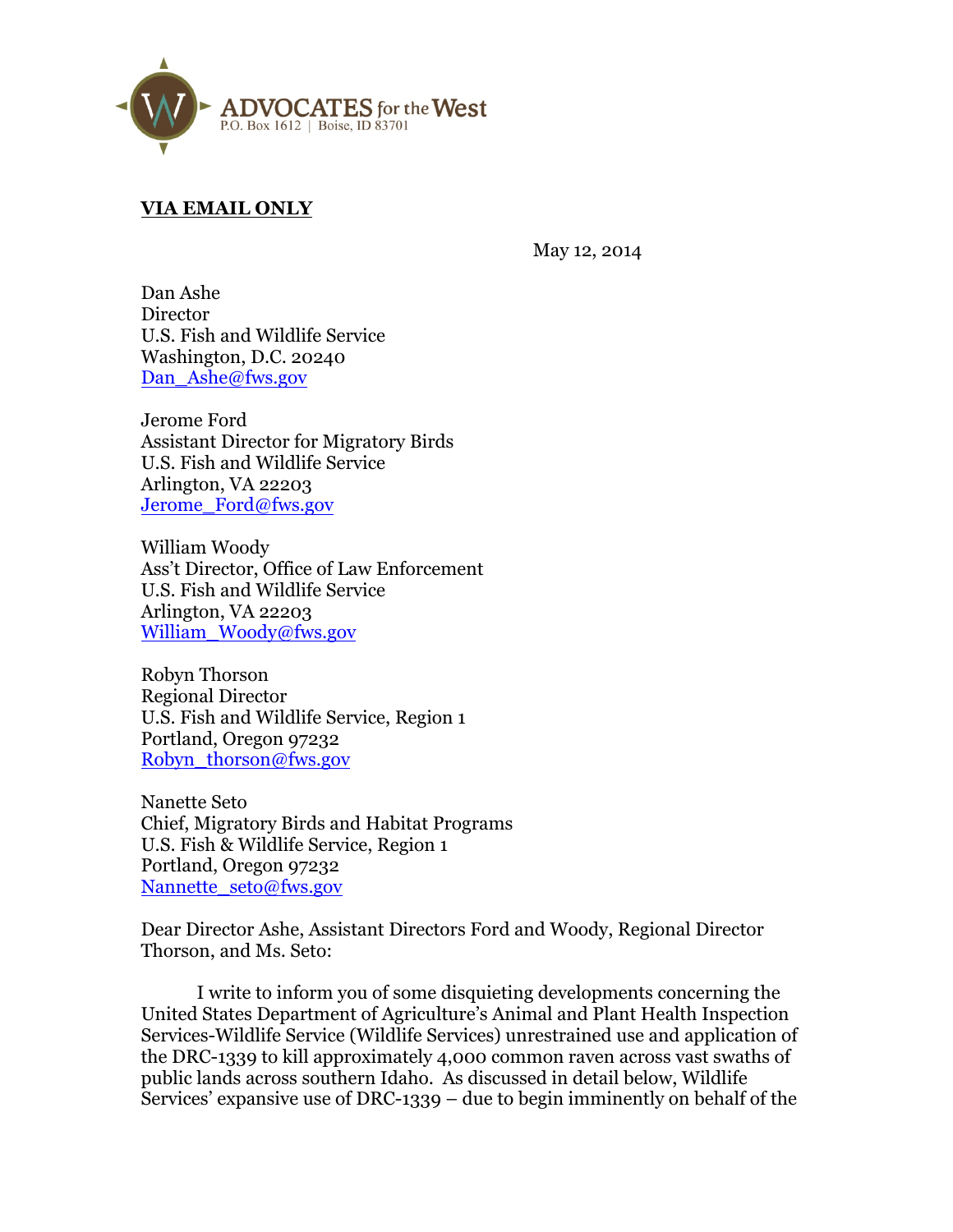ADVOCATES for the West
P.O. Box 1612 | Boise, ID 83701

**VIA EMAIL ONLY**

May 12, 2014

Dan Ashe
Director
U.S. Fish and Wildlife Service
Washington, D.C. 20240
Dan_Ashe@fws.gov

Jerome Ford
Assistant Director for Migratory Birds
U.S. Fish and Wildlife Service
Arlington, VA 22203
Jerome_Ford@fws.gov

William Woody
Ass't Director, Office of Law Enforcement
U.S. Fish and Wildlife Service
Arlington, VA 22203
William_Woody@fws.gov

Robyn Thorson
Regional Director
U.S. Fish and Wildlife Service, Region 1
Portland, Oregon 97232
Robyn_thorson@fws.gov

Nanette Seto
Chief, Migratory Birds and Habitat Programs
U.S. Fish & Wildlife Service, Region 1
Portland, Oregon 97232
Nannette_seto@fws.gov

Dear Director Ashe, Assistant Directors Ford and Woody, Regional Director Thorson, and Ms. Seto:

I write to inform you of some disquieting developments concerning the United States Department of Agriculture's Animal and Plant Health Inspection Services-Wildlife Service (Wildlife Services) unrestrained use and application of the DRC-1339 to kill approximately 4,000 common raven across vast swaths of public lands across southern Idaho. As discussed in detail below, Wildlife Services' expansive use of DRC-1339 – due to begin imminently on behalf of the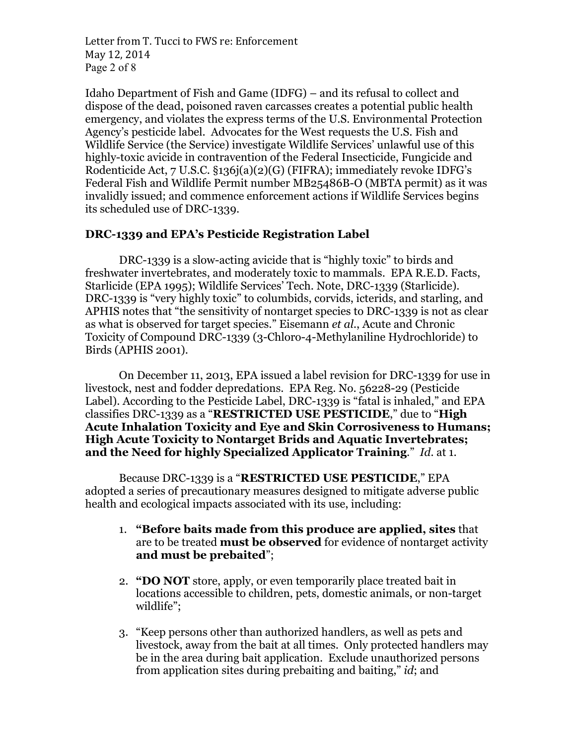Idaho Department of Fish and Game (IDFG) – and its refusal to collect and dispose of the dead, poisoned raven carcasses creates a potential public health emergency, and violates the express terms of the U.S. Environmental Protection Agency's pesticide label. Advocates for the West requests the U.S. Fish and Wildlife Service (the Service) investigate Wildlife Services' unlawful use of this highly-toxic avicide in contravention of the Federal Insecticide, Fungicide and Rodenticide Act, 7 U.S.C. §136j(a)(2)(G) (FIFRA); immediately revoke IDFG's Federal Fish and Wildlife Permit number MB25486B-O (MBTA permit) as it was invalidly issued; and commence enforcement actions if Wildlife Services begins its scheduled use of DRC-1339.

## DRC-1339 and EPA's Pesticide Registration Label

DRC-1339 is a slow-acting avicide that is "highly toxic" to birds and freshwater invertebrates, and moderately toxic to mammals. EPA R.E.D. Facts, Starlicide (EPA 1995); Wildlife Services' Tech. Note, DRC-1339 (Starlicide). DRC-1339 is "very highly toxic" to columbids, corvids, icterids, and starling, and APHIS notes that "the sensitivity of nontarget species to DRC-1339 is not as clear as what is observed for target species." Eisemann *et al.*, Acute and Chronic Toxicity of Compound DRC-1339 (3-Chloro-4-Methylaniline Hydrochloride) to Birds (APHIS 2001).

On December 11, 2013, EPA issued a label revision for DRC-1339 for use in livestock, nest and fodder depredations. EPA Reg. No. 56228-29 (Pesticide Label). According to the Pesticide Label, DRC-1339 is "fatal is inhaled," and EPA classifies DRC-1339 as a "**RESTRICTED USE PESTICIDE**," due to "**High Acute Inhalation Toxicity and Eye and Skin Corrosiveness to Humans; High Acute Toxicity to Nontarget Brids and Aquatic Invertebrates; and the Need for highly Specialized Applicator Training**." *Id.* at 1.

Because DRC-1339 is a "**RESTRICTED USE PESTICIDE**," EPA adopted a series of precautionary measures designed to mitigate adverse public health and ecological impacts associated with its use, including:

1. **"Before baits made from this produce are applied, sites** that are to be treated **must be observed** for evidence of nontarget activity **and must be prebaited**";

2. **"DO NOT** store, apply, or even temporarily place treated bait in locations accessible to children, pets, domestic animals, or non-target wildlife";

3. "Keep persons other than authorized handlers, as well as pets and livestock, away from the bait at all times. Only protected handlers may be in the area during bait application. Exclude unauthorized persons from application sites during prebaiting and baiting," *id*; and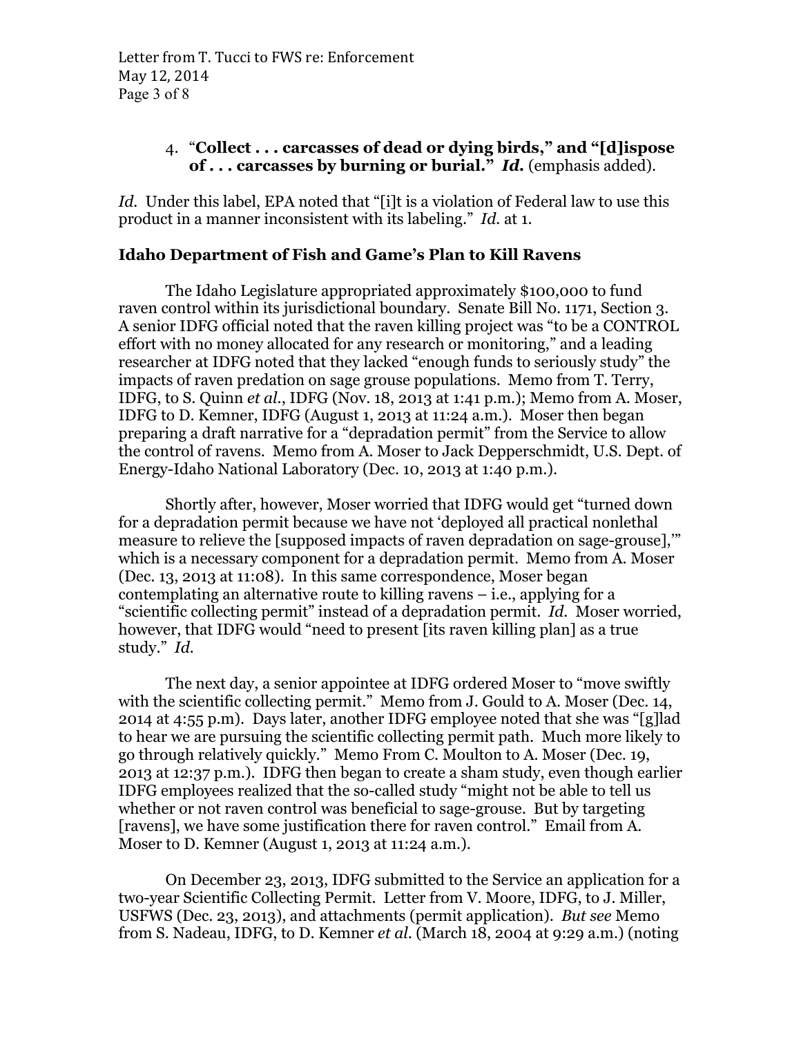4. "**Collect . . . carcasses of dead or dying birds," and "[d]ispose of . . . carcasses by burning or burial."** ***Id.*** (emphasis added).

*Id.* Under this label, EPA noted that "[i]t is a violation of Federal law to use this product in a manner inconsistent with its labeling." *Id.* at 1.

**Idaho Department of Fish and Game's Plan to Kill Ravens**

The Idaho Legislature appropriated approximately $100,000 to fund raven control within its jurisdictional boundary. Senate Bill No. 1171, Section 3. A senior IDFG official noted that the raven killing project was "to be a CONTROL effort with no money allocated for any research or monitoring," and a leading researcher at IDFG noted that they lacked "enough funds to seriously study" the impacts of raven predation on sage grouse populations. Memo from T. Terry, IDFG, to S. Quinn *et al.*, IDFG (Nov. 18, 2013 at 1:41 p.m.); Memo from A. Moser, IDFG to D. Kemner, IDFG (August 1, 2013 at 11:24 a.m.). Moser then began preparing a draft narrative for a "depradation permit" from the Service to allow the control of ravens. Memo from A. Moser to Jack Depperschmidt, U.S. Dept. of Energy-Idaho National Laboratory (Dec. 10, 2013 at 1:40 p.m.).

Shortly after, however, Moser worried that IDFG would get "turned down for a depradation permit because we have not 'deployed all practical nonlethal measure to relieve the [supposed impacts of raven depradation on sage-grouse],'" which is a necessary component for a depradation permit. Memo from A. Moser (Dec. 13, 2013 at 11:08). In this same correspondence, Moser began contemplating an alternative route to killing ravens – i.e., applying for a "scientific collecting permit" instead of a depradation permit. *Id.* Moser worried, however, that IDFG would "need to present [its raven killing plan] as a true study." *Id.*

The next day, a senior appointee at IDFG ordered Moser to "move swiftly with the scientific collecting permit." Memo from J. Gould to A. Moser (Dec. 14, 2014 at 4:55 p.m). Days later, another IDFG employee noted that she was "[g]lad to hear we are pursuing the scientific collecting permit path. Much more likely to go through relatively quickly." Memo From C. Moulton to A. Moser (Dec. 19, 2013 at 12:37 p.m.). IDFG then began to create a sham study, even though earlier IDFG employees realized that the so-called study "might not be able to tell us whether or not raven control was beneficial to sage-grouse. But by targeting [ravens], we have some justification there for raven control." Email from A. Moser to D. Kemner (August 1, 2013 at 11:24 a.m.).

On December 23, 2013, IDFG submitted to the Service an application for a two-year Scientific Collecting Permit. Letter from V. Moore, IDFG, to J. Miller, USFWS (Dec. 23, 2013), and attachments (permit application). *But see* Memo from S. Nadeau, IDFG, to D. Kemner *et al.* (March 18, 2004 at 9:29 a.m.) (noting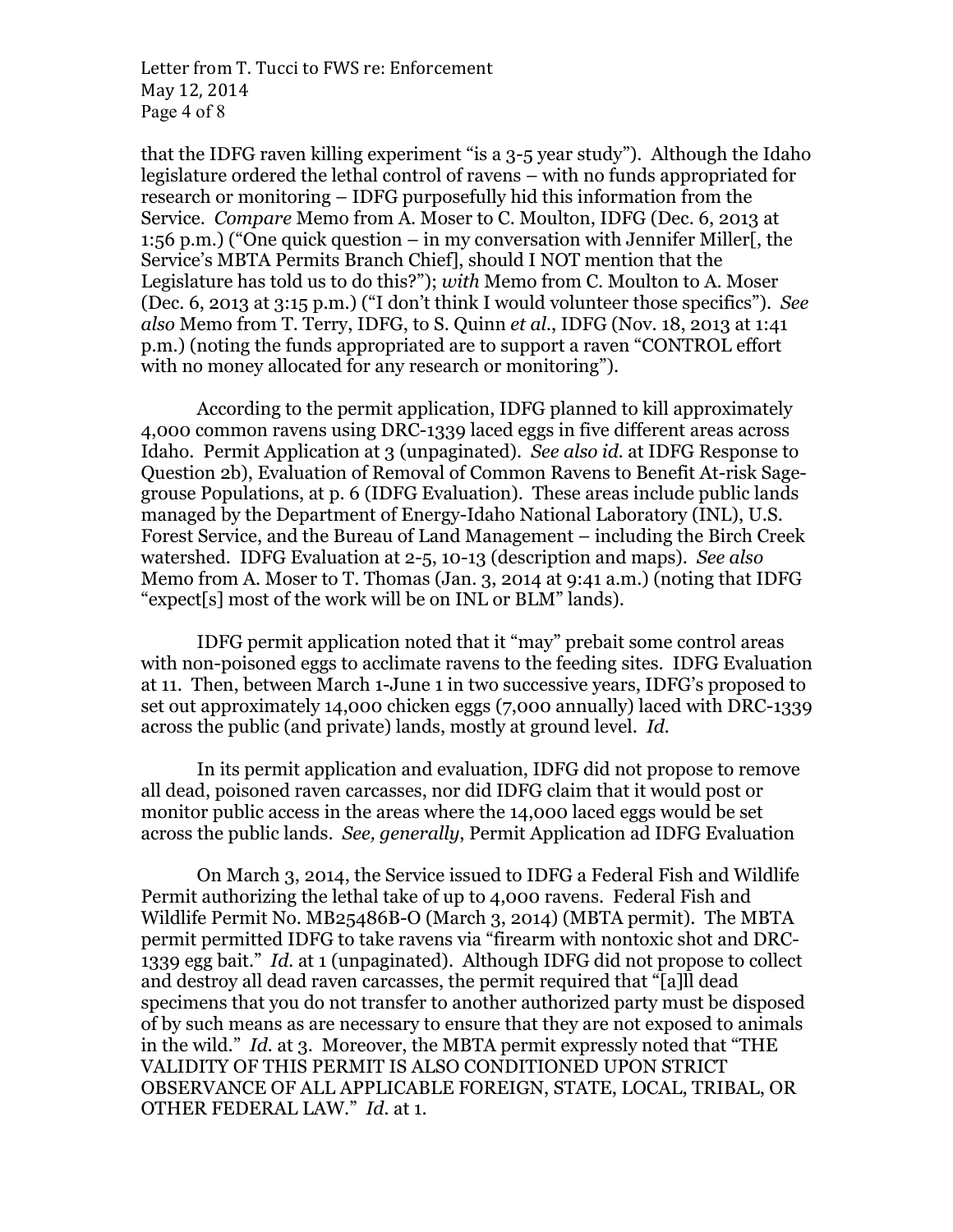that the IDFG raven killing experiment "is a 3-5 year study"). Although the Idaho legislature ordered the lethal control of ravens – with no funds appropriated for research or monitoring – IDFG purposefully hid this information from the Service. *Compare* Memo from A. Moser to C. Moulton, IDFG (Dec. 6, 2013 at 1:56 p.m.) ("One quick question – in my conversation with Jennifer Miller[, the Service's MBTA Permits Branch Chief], should I NOT mention that the Legislature has told us to do this?"); *with* Memo from C. Moulton to A. Moser (Dec. 6, 2013 at 3:15 p.m.) ("I don't think I would volunteer those specifics"). *See also* Memo from T. Terry, IDFG, to S. Quinn *et al.*, IDFG (Nov. 18, 2013 at 1:41 p.m.) (noting the funds appropriated are to support a raven "CONTROL effort with no money allocated for any research or monitoring").

According to the permit application, IDFG planned to kill approximately 4,000 common ravens using DRC-1339 laced eggs in five different areas across Idaho. Permit Application at 3 (unpaginated). *See also id.* at IDFG Response to Question 2b), Evaluation of Removal of Common Ravens to Benefit At-risk Sage-grouse Populations, at p. 6 (IDFG Evaluation). These areas include public lands managed by the Department of Energy-Idaho National Laboratory (INL), U.S. Forest Service, and the Bureau of Land Management – including the Birch Creek watershed. IDFG Evaluation at 2-5, 10-13 (description and maps). *See also* Memo from A. Moser to T. Thomas (Jan. 3, 2014 at 9:41 a.m.) (noting that IDFG "expect[s] most of the work will be on INL or BLM" lands).

IDFG permit application noted that it "may" prebait some control areas with non-poisoned eggs to acclimate ravens to the feeding sites. IDFG Evaluation at 11. Then, between March 1-June 1 in two successive years, IDFG's proposed to set out approximately 14,000 chicken eggs (7,000 annually) laced with DRC-1339 across the public (and private) lands, mostly at ground level. *Id.*

In its permit application and evaluation, IDFG did not propose to remove all dead, poisoned raven carcasses, nor did IDFG claim that it would post or monitor public access in the areas where the 14,000 laced eggs would be set across the public lands. *See, generally*, Permit Application ad IDFG Evaluation

On March 3, 2014, the Service issued to IDFG a Federal Fish and Wildlife Permit authorizing the lethal take of up to 4,000 ravens. Federal Fish and Wildlife Permit No. MB25486B-O (March 3, 2014) (MBTA permit). The MBTA permit permitted IDFG to take ravens via "firearm with nontoxic shot and DRC-1339 egg bait." *Id.* at 1 (unpaginated). Although IDFG did not propose to collect and destroy all dead raven carcasses, the permit required that "[a]ll dead specimens that you do not transfer to another authorized party must be disposed of by such means as are necessary to ensure that they are not exposed to animals in the wild." *Id.* at 3. Moreover, the MBTA permit expressly noted that "THE VALIDITY OF THIS PERMIT IS ALSO CONDITIONED UPON STRICT OBSERVANCE OF ALL APPLICABLE FOREIGN, STATE, LOCAL, TRIBAL, OR OTHER FEDERAL LAW." *Id.* at 1.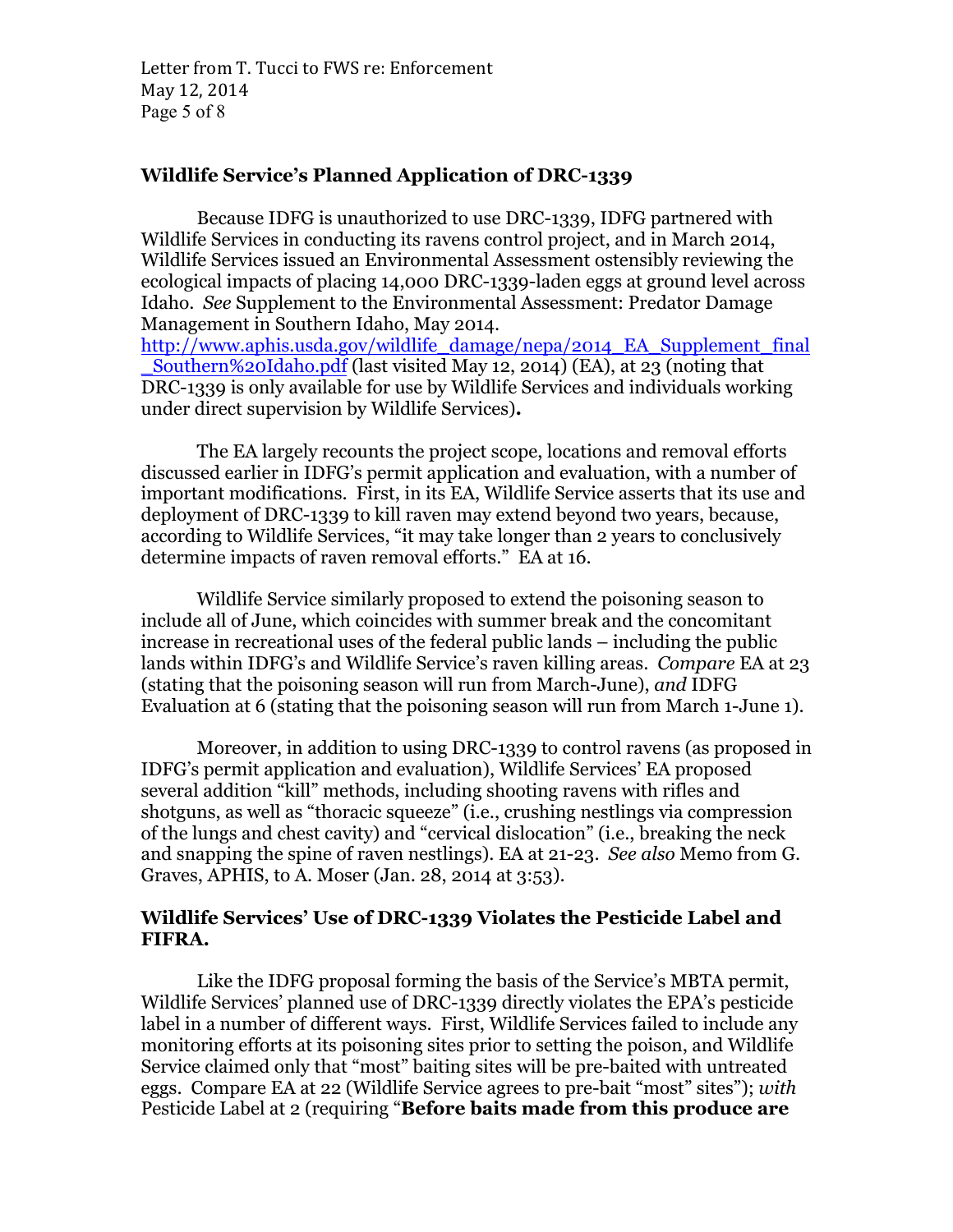### Wildlife Service's Planned Application of DRC-1339

Because IDFG is unauthorized to use DRC-1339, IDFG partnered with Wildlife Services in conducting its ravens control project, and in March 2014, Wildlife Services issued an Environmental Assessment ostensibly reviewing the ecological impacts of placing 14,000 DRC-1339-laden eggs at ground level across Idaho. *See* Supplement to the Environmental Assessment: Predator Damage Management in Southern Idaho, May 2014. http://www.aphis.usda.gov/wildlife_damage/nepa/2014_EA_Supplement_final_Southern%20Idaho.pdf (last visited May 12, 2014) (EA), at 23 (noting that DRC-1339 is only available for use by Wildlife Services and individuals working under direct supervision by Wildlife Services)**.**

The EA largely recounts the project scope, locations and removal efforts discussed earlier in IDFG's permit application and evaluation, with a number of important modifications. First, in its EA, Wildlife Service asserts that its use and deployment of DRC-1339 to kill raven may extend beyond two years, because, according to Wildlife Services, "it may take longer than 2 years to conclusively determine impacts of raven removal efforts." EA at 16.

Wildlife Service similarly proposed to extend the poisoning season to include all of June, which coincides with summer break and the concomitant increase in recreational uses of the federal public lands – including the public lands within IDFG's and Wildlife Service's raven killing areas. *Compare* EA at 23 (stating that the poisoning season will run from March-June), *and* IDFG Evaluation at 6 (stating that the poisoning season will run from March 1-June 1).

Moreover, in addition to using DRC-1339 to control ravens (as proposed in IDFG's permit application and evaluation), Wildlife Services' EA proposed several addition "kill" methods, including shooting ravens with rifles and shotguns, as well as "thoracic squeeze" (i.e., crushing nestlings via compression of the lungs and chest cavity) and "cervical dislocation" (i.e., breaking the neck and snapping the spine of raven nestlings). EA at 21-23. *See also* Memo from G. Graves, APHIS, to A. Moser (Jan. 28, 2014 at 3:53).

### Wildlife Services' Use of DRC-1339 Violates the Pesticide Label and FIFRA.

Like the IDFG proposal forming the basis of the Service's MBTA permit, Wildlife Services' planned use of DRC-1339 directly violates the EPA's pesticide label in a number of different ways. First, Wildlife Services failed to include any monitoring efforts at its poisoning sites prior to setting the poison, and Wildlife Service claimed only that "most" baiting sites will be pre-baited with untreated eggs. Compare EA at 22 (Wildlife Service agrees to pre-bait "most" sites"); *with* Pesticide Label at 2 (requiring "**Before baits made from this produce are**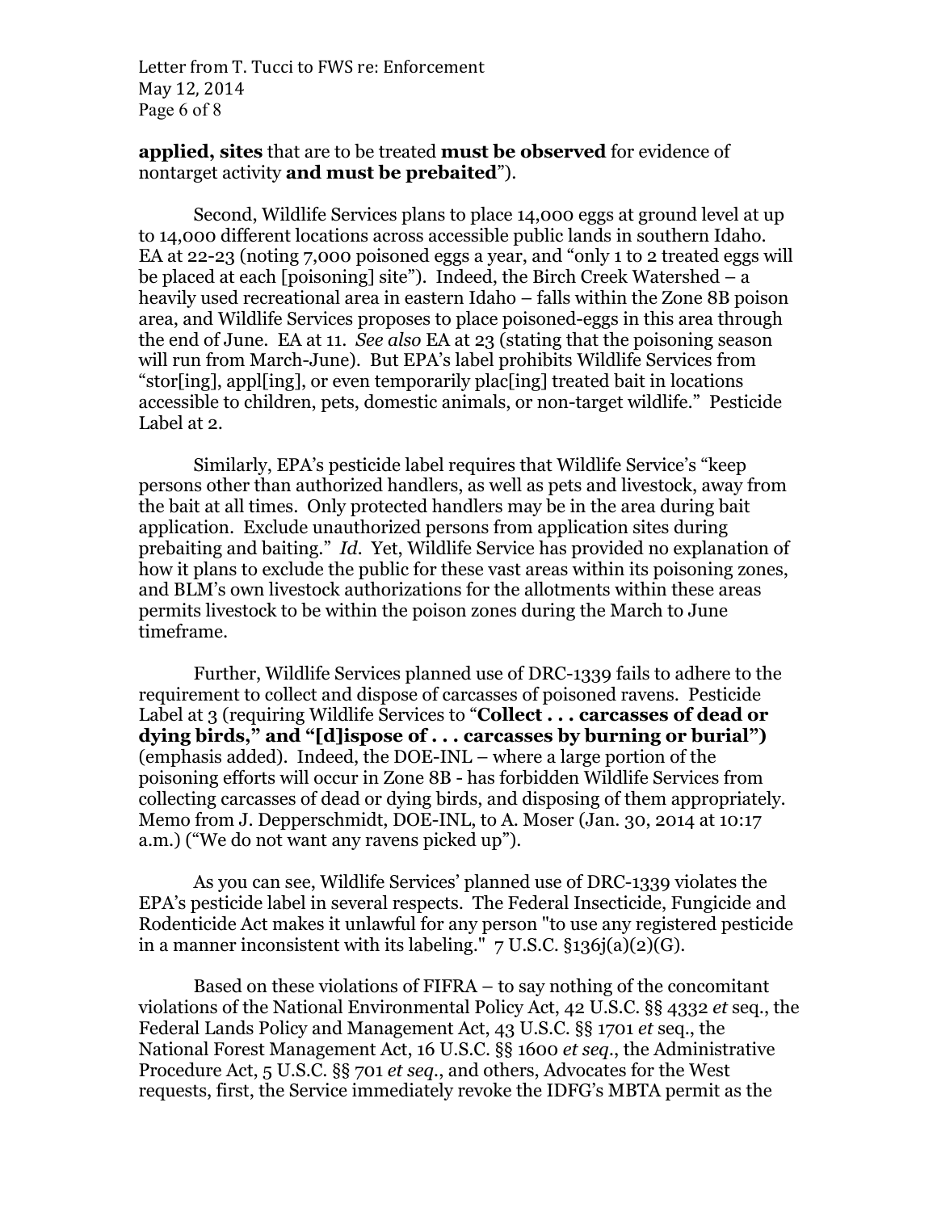**applied, sites** that are to be treated **must be observed** for evidence of nontarget activity **and must be prebaited**").

Second, Wildlife Services plans to place 14,000 eggs at ground level at up to 14,000 different locations across accessible public lands in southern Idaho. EA at 22-23 (noting 7,000 poisoned eggs a year, and "only 1 to 2 treated eggs will be placed at each [poisoning] site"). Indeed, the Birch Creek Watershed – a heavily used recreational area in eastern Idaho – falls within the Zone 8B poison area, and Wildlife Services proposes to place poisoned-eggs in this area through the end of June. EA at 11. *See also* EA at 23 (stating that the poisoning season will run from March-June). But EPA's label prohibits Wildlife Services from "stor[ing], appl[ing], or even temporarily plac[ing] treated bait in locations accessible to children, pets, domestic animals, or non-target wildlife." Pesticide Label at 2.

Similarly, EPA's pesticide label requires that Wildlife Service's "keep persons other than authorized handlers, as well as pets and livestock, away from the bait at all times. Only protected handlers may be in the area during bait application. Exclude unauthorized persons from application sites during prebaiting and baiting." *Id.* Yet, Wildlife Service has provided no explanation of how it plans to exclude the public for these vast areas within its poisoning zones, and BLM's own livestock authorizations for the allotments within these areas permits livestock to be within the poison zones during the March to June timeframe.

Further, Wildlife Services planned use of DRC-1339 fails to adhere to the requirement to collect and dispose of carcasses of poisoned ravens. Pesticide Label at 3 (requiring Wildlife Services to "**Collect . . . carcasses of dead or dying birds," and "[d]ispose of . . . carcasses by burning or burial")** (emphasis added). Indeed, the DOE-INL – where a large portion of the poisoning efforts will occur in Zone 8B - has forbidden Wildlife Services from collecting carcasses of dead or dying birds, and disposing of them appropriately. Memo from J. Depperschmidt, DOE-INL, to A. Moser (Jan. 30, 2014 at 10:17 a.m.) ("We do not want any ravens picked up").

As you can see, Wildlife Services' planned use of DRC-1339 violates the EPA's pesticide label in several respects. The Federal Insecticide, Fungicide and Rodenticide Act makes it unlawful for any person "to use any registered pesticide in a manner inconsistent with its labeling." 7 U.S.C. §136j(a)(2)(G).

Based on these violations of FIFRA – to say nothing of the concomitant violations of the National Environmental Policy Act, 42 U.S.C. §§ 4332 *et* seq., the Federal Lands Policy and Management Act, 43 U.S.C. §§ 1701 *et* seq., the National Forest Management Act, 16 U.S.C. §§ 1600 *et seq*., the Administrative Procedure Act, 5 U.S.C. §§ 701 *et seq*., and others, Advocates for the West requests, first, the Service immediately revoke the IDFG's MBTA permit as the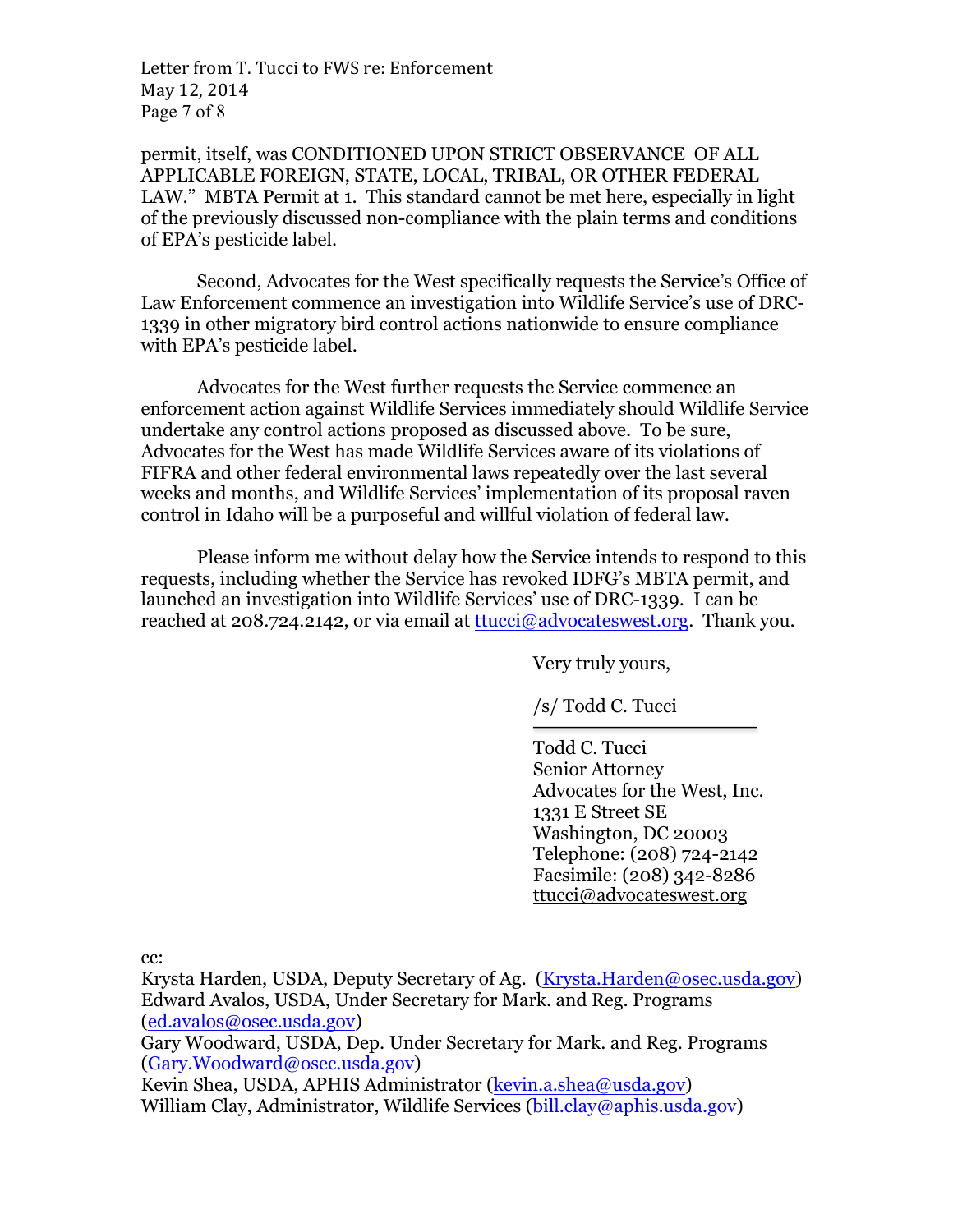permit, itself, was CONDITIONED UPON STRICT OBSERVANCE OF ALL APPLICABLE FOREIGN, STATE, LOCAL, TRIBAL, OR OTHER FEDERAL LAW." MBTA Permit at 1. This standard cannot be met here, especially in light of the previously discussed non-compliance with the plain terms and conditions of EPA's pesticide label.

Second, Advocates for the West specifically requests the Service's Office of Law Enforcement commence an investigation into Wildlife Service's use of DRC-1339 in other migratory bird control actions nationwide to ensure compliance with EPA's pesticide label.

Advocates for the West further requests the Service commence an enforcement action against Wildlife Services immediately should Wildlife Service undertake any control actions proposed as discussed above. To be sure, Advocates for the West has made Wildlife Services aware of its violations of FIFRA and other federal environmental laws repeatedly over the last several weeks and months, and Wildlife Services' implementation of its proposal raven control in Idaho will be a purposeful and willful violation of federal law.

Please inform me without delay how the Service intends to respond to this requests, including whether the Service has revoked IDFG's MBTA permit, and launched an investigation into Wildlife Services' use of DRC-1339. I can be reached at 208.724.2142, or via email at ttucci@advocateswest.org. Thank you.

Very truly yours,

/s/ Todd C. Tucci

Todd C. Tucci
Senior Attorney
Advocates for the West, Inc.
1331 E Street SE
Washington, DC 20003
Telephone: (208) 724-2142
Facsimile: (208) 342-8286
ttucci@advocateswest.org

cc:
Krysta Harden, USDA, Deputy Secretary of Ag. (Krysta.Harden@osec.usda.gov)
Edward Avalos, USDA, Under Secretary for Mark. and Reg. Programs (ed.avalos@osec.usda.gov)
Gary Woodward, USDA, Dep. Under Secretary for Mark. and Reg. Programs (Gary.Woodward@osec.usda.gov)
Kevin Shea, USDA, APHIS Administrator (kevin.a.shea@usda.gov)
William Clay, Administrator, Wildlife Services (bill.clay@aphis.usda.gov)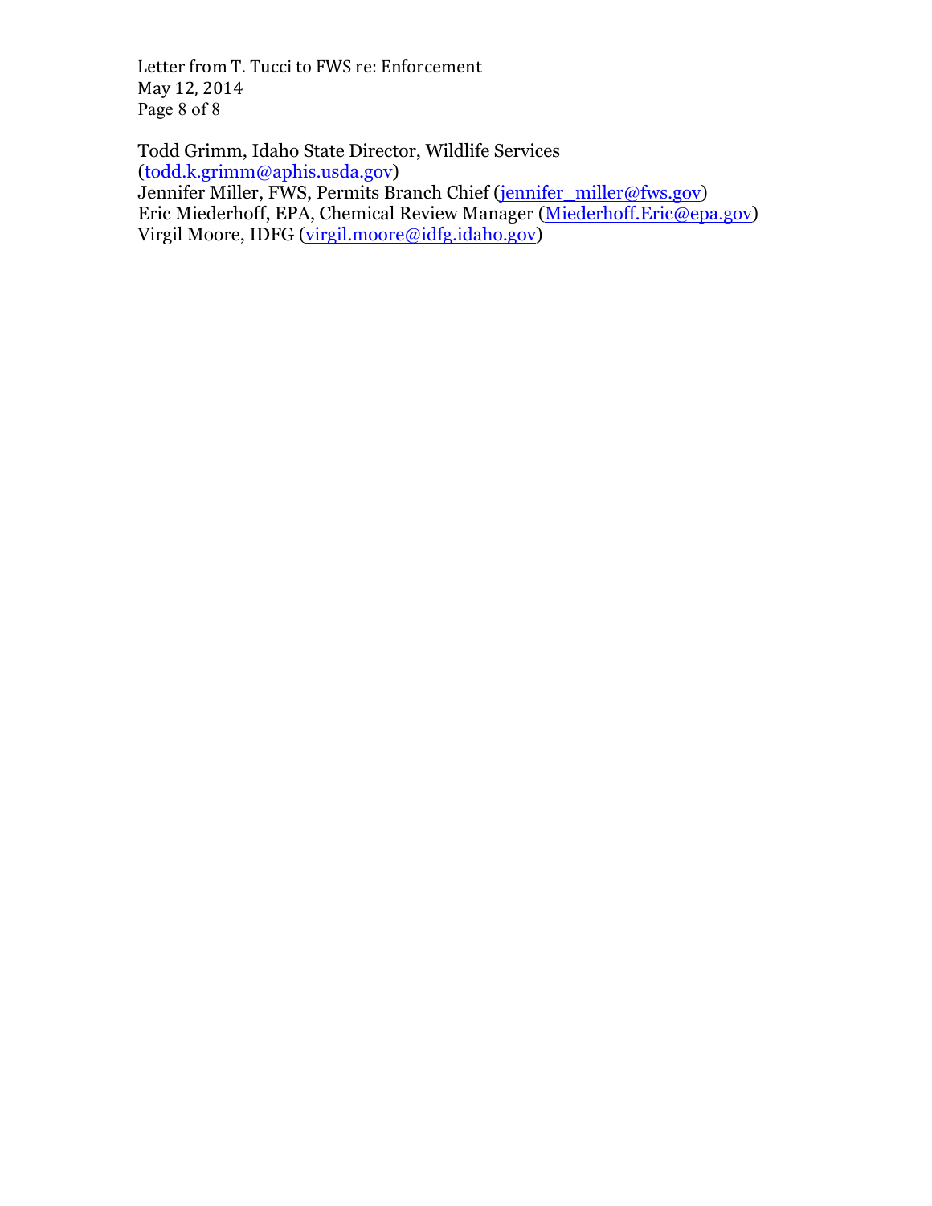Todd Grimm, Idaho State Director, Wildlife Services
(todd.k.grimm@aphis.usda.gov)
Jennifer Miller, FWS, Permits Branch Chief (jennifer_miller@fws.gov)
Eric Miederhoff, EPA, Chemical Review Manager (Miederhoff.Eric@epa.gov)
Virgil Moore, IDFG (virgil.moore@idfg.idaho.gov)